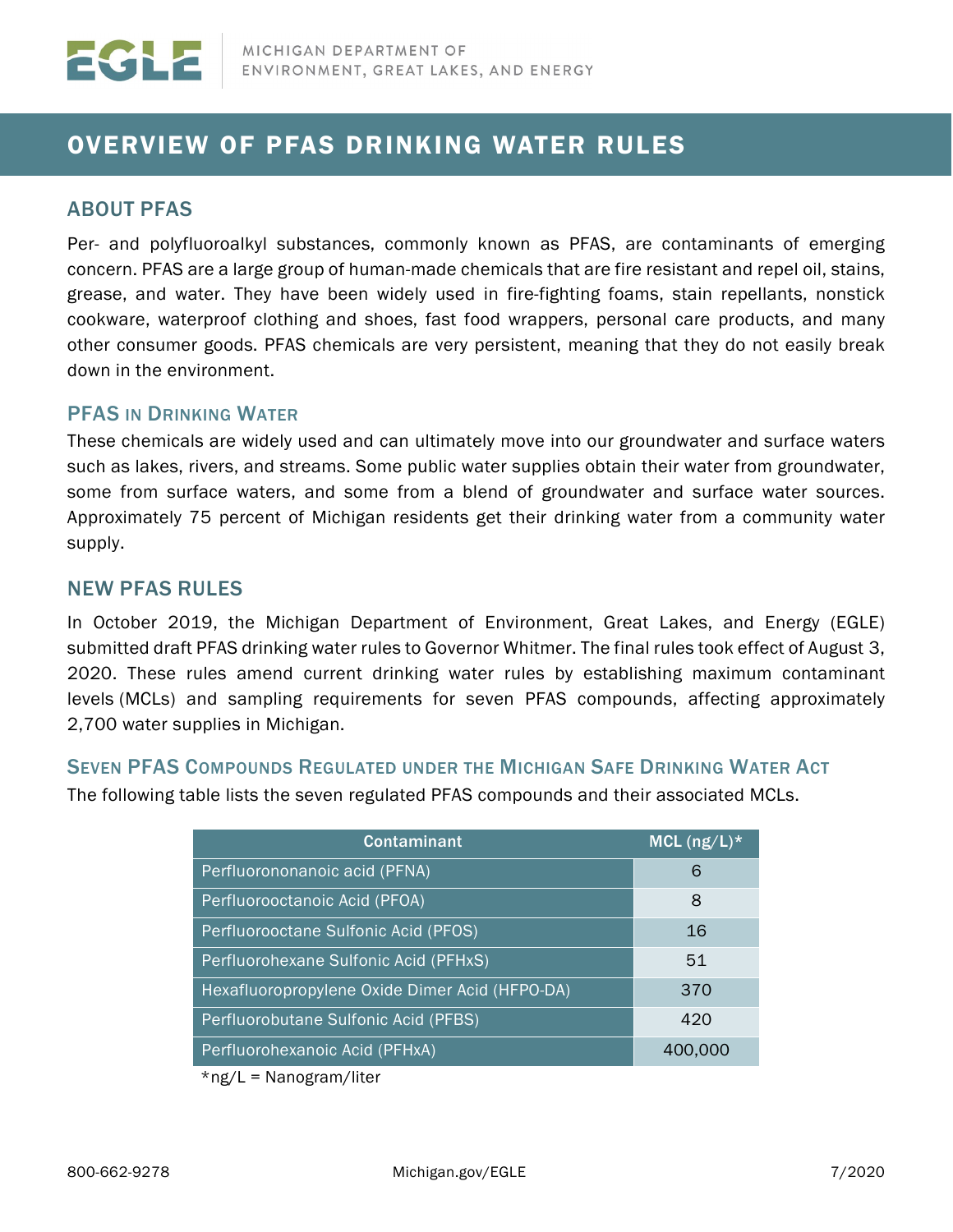# OVERVIEW OF PFAS DRINKING WATER RULES

## ABOUT PFAS

Per- and polyfluoroalkyl substances, commonly known as PFAS, are contaminants of emerging concern. PFAS are a large group of human-made chemicals that are fire resistant and repel oil, stains, grease, and water. They have been widely used in fire-fighting foams, stain repellants, nonstick cookware, waterproof clothing and shoes, fast food wrappers, personal care products, and many other consumer goods. PFAS chemicals are very persistent, meaning that they do not easily break down in the environment.

### PFAS IN DRINKING WATER

These chemicals are widely used and can ultimately move into our groundwater and surface waters such as lakes, rivers, and streams. Some public water supplies obtain their water from groundwater, some from surface waters, and some from a blend of groundwater and surface water sources. Approximately 75 percent of Michigan residents get their drinking water from a community water supply.

## NEW PFAS RULES

In October 2019, the Michigan Department of Environment, Great Lakes, and Energy (EGLE) submitted draft PFAS drinking water rules to Governor Whitmer. The final rules took effect of August 3, 2020. These rules amend current drinking water rules by establishing maximum contaminant levels (MCLs) and sampling requirements for seven PFAS compounds, affecting approximately 2,700 water supplies in Michigan.

### SEVEN PFAS COMPOUNDS REGULATED UNDER THE MICHIGAN SAFE DRINKING WATER ACT

The following table lists the seven regulated PFAS compounds and their associated MCLs.

| Contaminant | MCL (ng/L)* |
|---|---|
| Perfluorononanoic acid (PFNA) | 6 |
| Perfluorooctanoic Acid (PFOA) | 8 |
| Perfluorooctane Sulfonic Acid (PFOS) | 16 |
| Perfluorohexane Sulfonic Acid (PFHxS) | 51 |
| Hexafluoropropylene Oxide Dimer Acid (HFPO-DA) | 370 |
| Perfluorobutane Sulfonic Acid (PFBS) | 420 |
| Perfluorohexanoic Acid (PFHxA) | 400,000 |

*ng/L = Nanogram/liter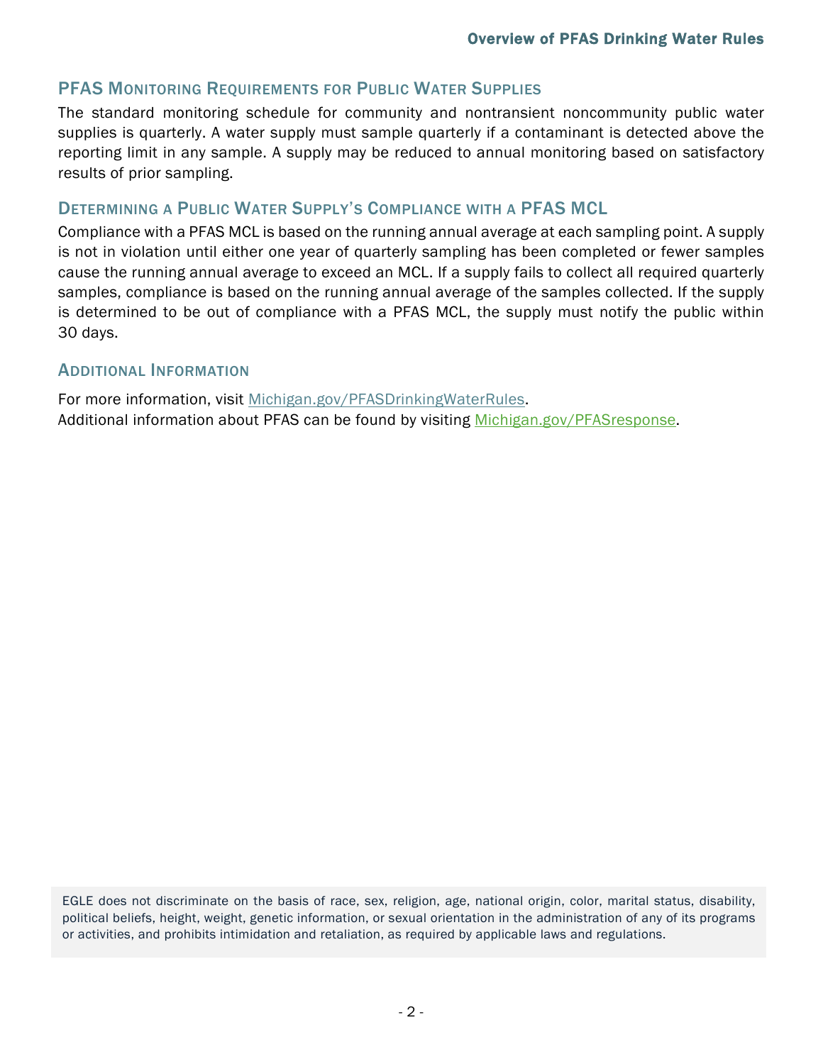## PFAS Monitoring Requirements for Public Water Supplies

The standard monitoring schedule for community and nontransient noncommunity public water supplies is quarterly. A water supply must sample quarterly if a contaminant is detected above the reporting limit in any sample. A supply may be reduced to annual monitoring based on satisfactory results of prior sampling.

## Determining a Public Water Supply's Compliance with a PFAS MCL

Compliance with a PFAS MCL is based on the running annual average at each sampling point. A supply is not in violation until either one year of quarterly sampling has been completed or fewer samples cause the running annual average to exceed an MCL. If a supply fails to collect all required quarterly samples, compliance is based on the running annual average of the samples collected. If the supply is determined to be out of compliance with a PFAS MCL, the supply must notify the public within 30 days.

## Additional Information

For more information, visit [Michigan.gov/PFASDrinkingWaterRules](Michigan.gov/PFASDrinkingWaterRules).
Additional information about PFAS can be found by visiting [Michigan.gov/PFASresponse](Michigan.gov/PFASresponse).

EGLE does not discriminate on the basis of race, sex, religion, age, national origin, color, marital status, disability, political beliefs, height, weight, genetic information, or sexual orientation in the administration of any of its programs or activities, and prohibits intimidation and retaliation, as required by applicable laws and regulations.